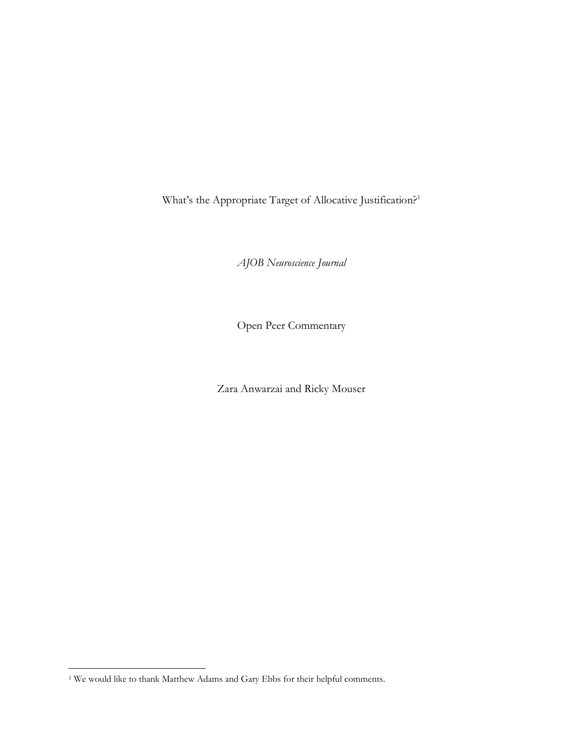# What's the Appropriate Target of Allocative Justification?[1]

*AJOB Neuroscience Journal*

Open Peer Commentary

Zara Anwarzai and Ricky Mouser

---

[1] We would like to thank Matthew Adams and Gary Ebbs for their helpful comments.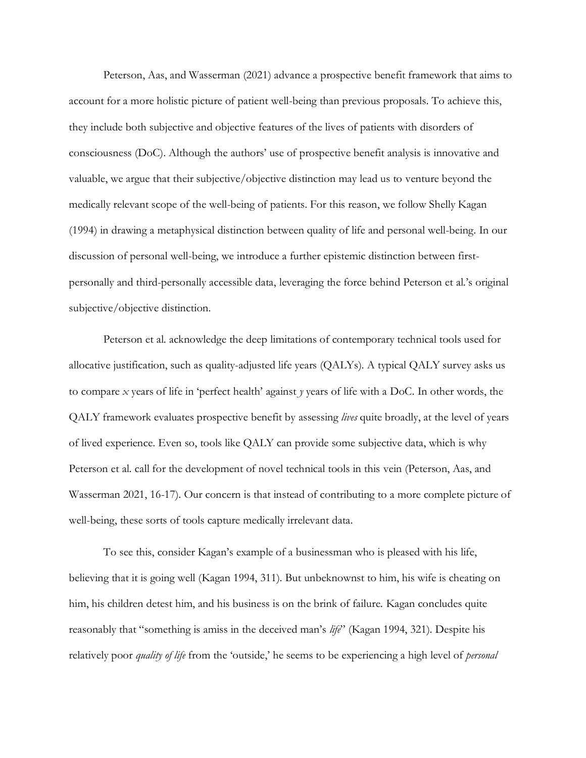Peterson, Aas, and Wasserman (2021) advance a prospective benefit framework that aims to account for a more holistic picture of patient well-being than previous proposals. To achieve this, they include both subjective and objective features of the lives of patients with disorders of consciousness (DoC). Although the authors' use of prospective benefit analysis is innovative and valuable, we argue that their subjective/objective distinction may lead us to venture beyond the medically relevant scope of the well-being of patients. For this reason, we follow Shelly Kagan (1994) in drawing a metaphysical distinction between quality of life and personal well-being. In our discussion of personal well-being, we introduce a further epistemic distinction between first-personally and third-personally accessible data, leveraging the force behind Peterson et al.'s original subjective/objective distinction.

Peterson et al. acknowledge the deep limitations of contemporary technical tools used for allocative justification, such as quality-adjusted life years (QALYs). A typical QALY survey asks us to compare *x* years of life in 'perfect health' against *y* years of life with a DoC. In other words, the QALY framework evaluates prospective benefit by assessing *lives* quite broadly, at the level of years of lived experience. Even so, tools like QALY can provide some subjective data, which is why Peterson et al. call for the development of novel technical tools in this vein (Peterson, Aas, and Wasserman 2021, 16-17). Our concern is that instead of contributing to a more complete picture of well-being, these sorts of tools capture medically irrelevant data.

To see this, consider Kagan's example of a businessman who is pleased with his life, believing that it is going well (Kagan 1994, 311). But unbeknownst to him, his wife is cheating on him, his children detest him, and his business is on the brink of failure. Kagan concludes quite reasonably that "something is amiss in the deceived man's *life*" (Kagan 1994, 321). Despite his relatively poor *quality of life* from the 'outside,' he seems to be experiencing a high level of *personal*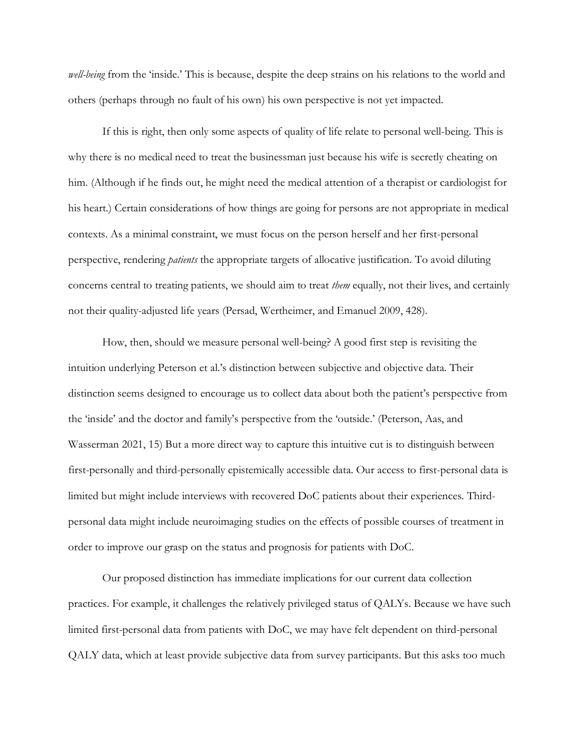*well-being* from the 'inside.' This is because, despite the deep strains on his relations to the world and others (perhaps through no fault of his own) his own perspective is not yet impacted.

If this is right, then only some aspects of quality of life relate to personal well-being. This is why there is no medical need to treat the businessman just because his wife is secretly cheating on him. (Although if he finds out, he might need the medical attention of a therapist or cardiologist for his heart.) Certain considerations of how things are going for persons are not appropriate in medical contexts. As a minimal constraint, we must focus on the person herself and her first-personal perspective, rendering *patients* the appropriate targets of allocative justification. To avoid diluting concerns central to treating patients, we should aim to treat *them* equally, not their lives, and certainly not their quality-adjusted life years (Persad, Wertheimer, and Emanuel 2009, 428).

How, then, should we measure personal well-being? A good first step is revisiting the intuition underlying Peterson et al.'s distinction between subjective and objective data. Their distinction seems designed to encourage us to collect data about both the patient's perspective from the 'inside' and the doctor and family's perspective from the 'outside.' (Peterson, Aas, and Wasserman 2021, 15) But a more direct way to capture this intuitive cut is to distinguish between first-personally and third-personally epistemically accessible data. Our access to first-personal data is limited but might include interviews with recovered DoC patients about their experiences. Third-personal data might include neuroimaging studies on the effects of possible courses of treatment in order to improve our grasp on the status and prognosis for patients with DoC.

Our proposed distinction has immediate implications for our current data collection practices. For example, it challenges the relatively privileged status of QALYs. Because we have such limited first-personal data from patients with DoC, we may have felt dependent on third-personal QALY data, which at least provide subjective data from survey participants. But this asks too much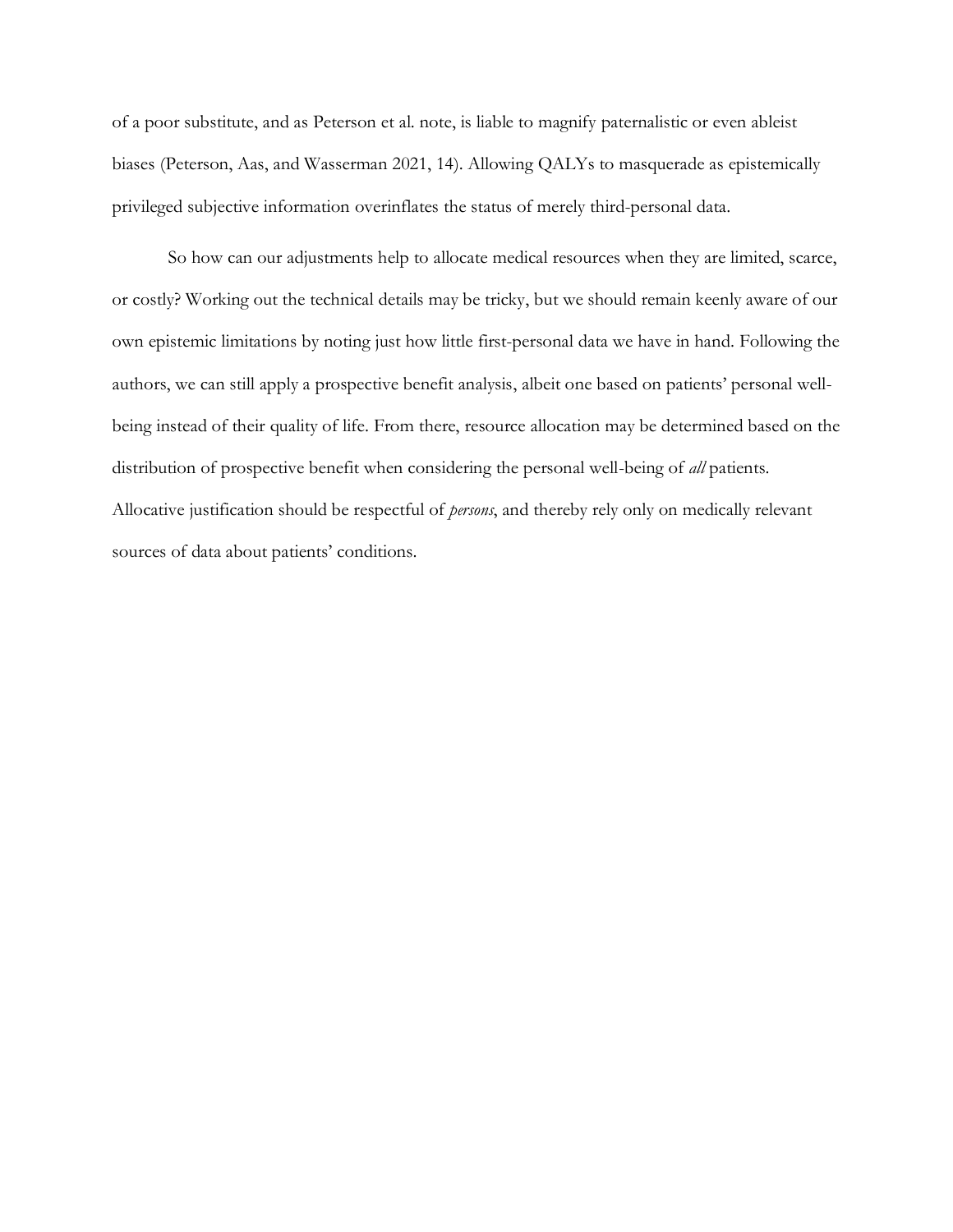of a poor substitute, and as Peterson et al. note, is liable to magnify paternalistic or even ableist biases (Peterson, Aas, and Wasserman 2021, 14). Allowing QALYs to masquerade as epistemically privileged subjective information overinflates the status of merely third-personal data.

So how can our adjustments help to allocate medical resources when they are limited, scarce, or costly? Working out the technical details may be tricky, but we should remain keenly aware of our own epistemic limitations by noting just how little first-personal data we have in hand. Following the authors, we can still apply a prospective benefit analysis, albeit one based on patients' personal well-being instead of their quality of life. From there, resource allocation may be determined based on the distribution of prospective benefit when considering the personal well-being of *all* patients. Allocative justification should be respectful of *persons*, and thereby rely only on medically relevant sources of data about patients' conditions.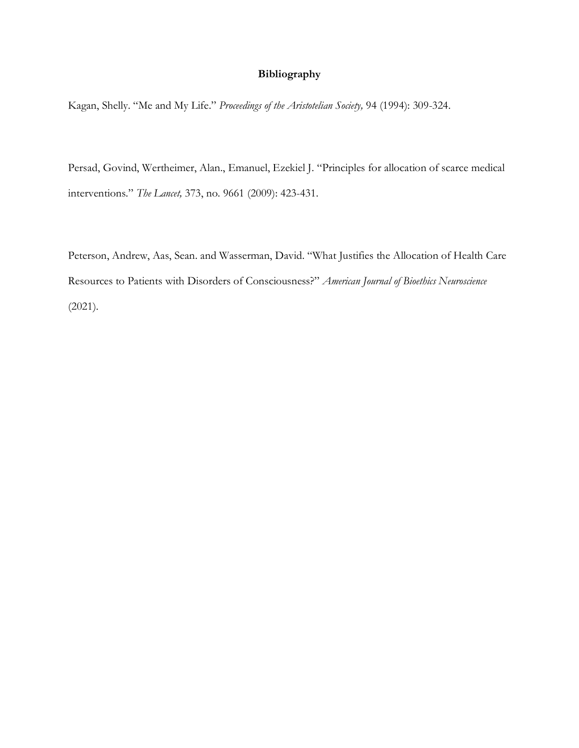# Bibliography

Kagan, Shelly. "Me and My Life." *Proceedings of the Aristotelian Society,* 94 (1994): 309-324.

Persad, Govind, Wertheimer, Alan., Emanuel, Ezekiel J. "Principles for allocation of scarce medical interventions." *The Lancet,* 373, no. 9661 (2009): 423-431.

Peterson, Andrew, Aas, Sean. and Wasserman, David. "What Justifies the Allocation of Health Care Resources to Patients with Disorders of Consciousness?" *American Journal of Bioethics Neuroscience* (2021).